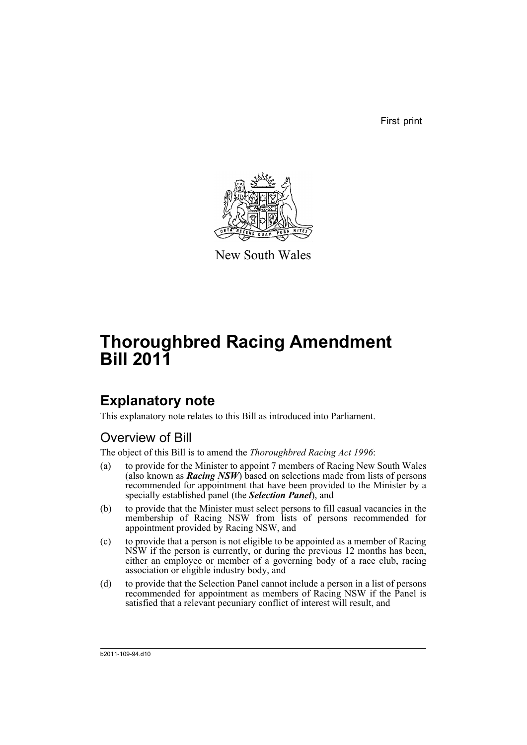First print

New South Wales

# Thoroughbred Racing Amendment Bill 2011

## Explanatory note

This explanatory note relates to this Bill as introduced into Parliament.

### Overview of Bill

The object of this Bill is to amend the *Thoroughbred Racing Act 1996*:

(a) to provide for the Minister to appoint 7 members of Racing New South Wales (also known as ***Racing NSW***) based on selections made from lists of persons recommended for appointment that have been provided to the Minister by a specially established panel (the ***Selection Panel***), and

(b) to provide that the Minister must select persons to fill casual vacancies in the membership of Racing NSW from lists of persons recommended for appointment provided by Racing NSW, and

(c) to provide that a person is not eligible to be appointed as a member of Racing NSW if the person is currently, or during the previous 12 months has been, either an employee or member of a governing body of a race club, racing association or eligible industry body, and

(d) to provide that the Selection Panel cannot include a person in a list of persons recommended for appointment as members of Racing NSW if the Panel is satisfied that a relevant pecuniary conflict of interest will result, and

b2011-109-94.d10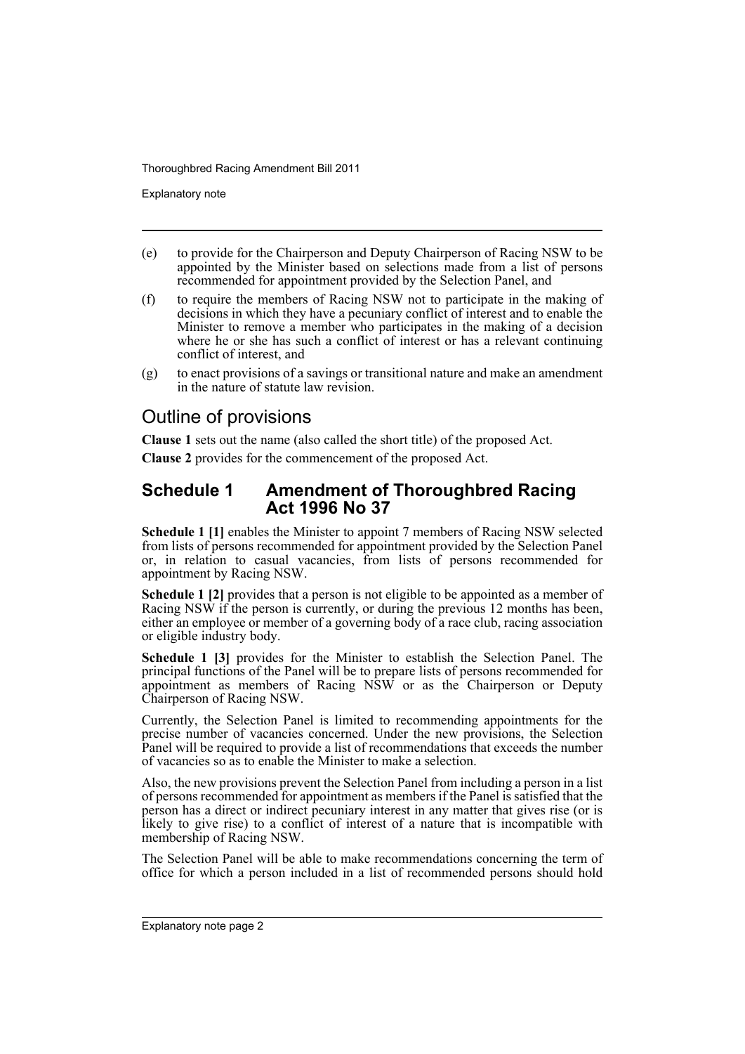(e) to provide for the Chairperson and Deputy Chairperson of Racing NSW to be appointed by the Minister based on selections made from a list of persons recommended for appointment provided by the Selection Panel, and

(f) to require the members of Racing NSW not to participate in the making of decisions in which they have a pecuniary conflict of interest and to enable the Minister to remove a member who participates in the making of a decision where he or she has such a conflict of interest or has a relevant continuing conflict of interest, and

(g) to enact provisions of a savings or transitional nature and make an amendment in the nature of statute law revision.

## Outline of provisions

**Clause 1** sets out the name (also called the short title) of the proposed Act.

**Clause 2** provides for the commencement of the proposed Act.

## Schedule 1 Amendment of Thoroughbred Racing Act 1996 No 37

**Schedule 1 [1]** enables the Minister to appoint 7 members of Racing NSW selected from lists of persons recommended for appointment provided by the Selection Panel or, in relation to casual vacancies, from lists of persons recommended for appointment by Racing NSW.

**Schedule 1 [2]** provides that a person is not eligible to be appointed as a member of Racing NSW if the person is currently, or during the previous 12 months has been, either an employee or member of a governing body of a race club, racing association or eligible industry body.

**Schedule 1 [3]** provides for the Minister to establish the Selection Panel. The principal functions of the Panel will be to prepare lists of persons recommended for appointment as members of Racing NSW or as the Chairperson or Deputy Chairperson of Racing NSW.

Currently, the Selection Panel is limited to recommending appointments for the precise number of vacancies concerned. Under the new provisions, the Selection Panel will be required to provide a list of recommendations that exceeds the number of vacancies so as to enable the Minister to make a selection.

Also, the new provisions prevent the Selection Panel from including a person in a list of persons recommended for appointment as members if the Panel is satisfied that the person has a direct or indirect pecuniary interest in any matter that gives rise (or is likely to give rise) to a conflict of interest of a nature that is incompatible with membership of Racing NSW.

The Selection Panel will be able to make recommendations concerning the term of office for which a person included in a list of recommended persons should hold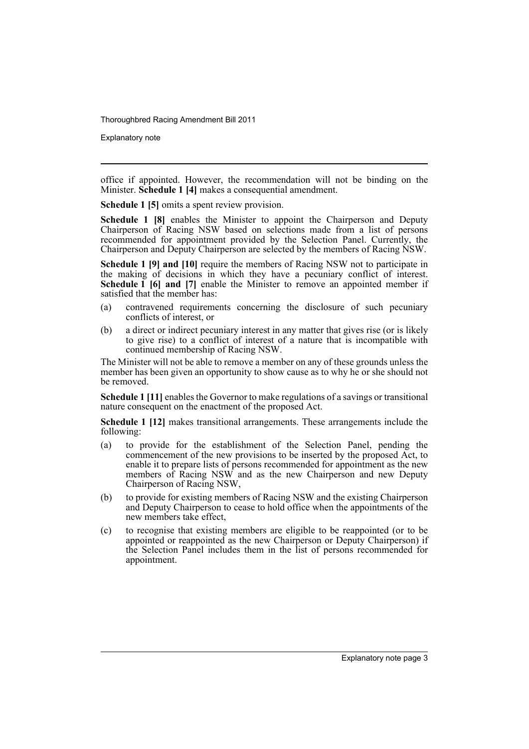office if appointed. However, the recommendation will not be binding on the Minister. **Schedule 1 [4]** makes a consequential amendment.

**Schedule 1 [5]** omits a spent review provision.

**Schedule 1 [8]** enables the Minister to appoint the Chairperson and Deputy Chairperson of Racing NSW based on selections made from a list of persons recommended for appointment provided by the Selection Panel. Currently, the Chairperson and Deputy Chairperson are selected by the members of Racing NSW.

**Schedule 1 [9] and [10]** require the members of Racing NSW not to participate in the making of decisions in which they have a pecuniary conflict of interest. **Schedule 1 [6] and [7]** enable the Minister to remove an appointed member if satisfied that the member has:

(a) contravened requirements concerning the disclosure of such pecuniary conflicts of interest, or

(b) a direct or indirect pecuniary interest in any matter that gives rise (or is likely to give rise) to a conflict of interest of a nature that is incompatible with continued membership of Racing NSW.

The Minister will not be able to remove a member on any of these grounds unless the member has been given an opportunity to show cause as to why he or she should not be removed.

**Schedule 1 [11]** enables the Governor to make regulations of a savings or transitional nature consequent on the enactment of the proposed Act.

**Schedule 1 [12]** makes transitional arrangements. These arrangements include the following:

(a) to provide for the establishment of the Selection Panel, pending the commencement of the new provisions to be inserted by the proposed Act, to enable it to prepare lists of persons recommended for appointment as the new members of Racing NSW and as the new Chairperson and new Deputy Chairperson of Racing NSW,

(b) to provide for existing members of Racing NSW and the existing Chairperson and Deputy Chairperson to cease to hold office when the appointments of the new members take effect,

(c) to recognise that existing members are eligible to be reappointed (or to be appointed or reappointed as the new Chairperson or Deputy Chairperson) if the Selection Panel includes them in the list of persons recommended for appointment.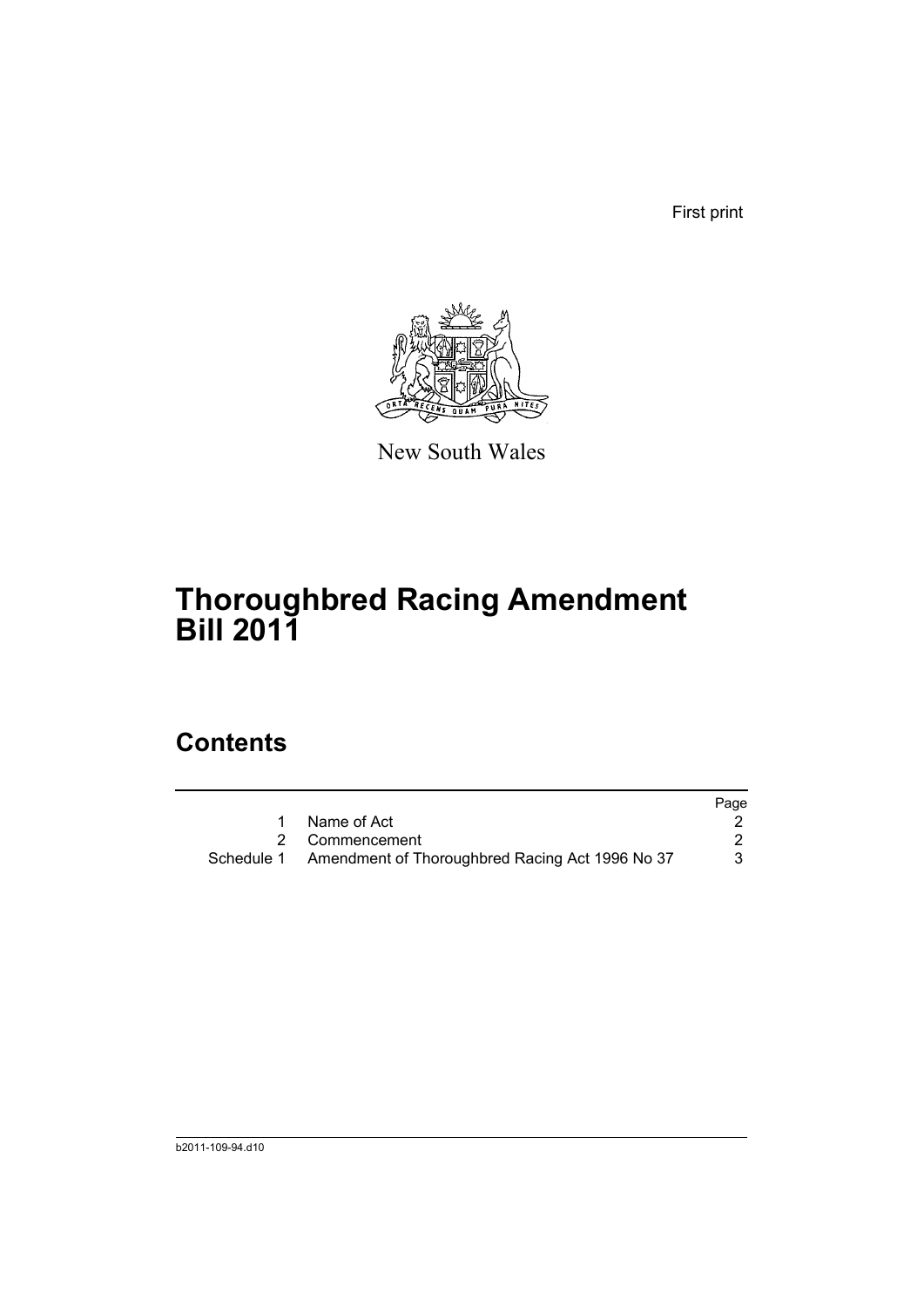First print

New South Wales

# Thoroughbred Racing Amendment Bill 2011

## Contents

| | | Page |
|---|---|---|
| 1 | Name of Act | 2 |
| 2 | Commencement | 2 |
| Schedule 1 | Amendment of Thoroughbred Racing Act 1996 No 37 | 3 |

b2011-109-94.d10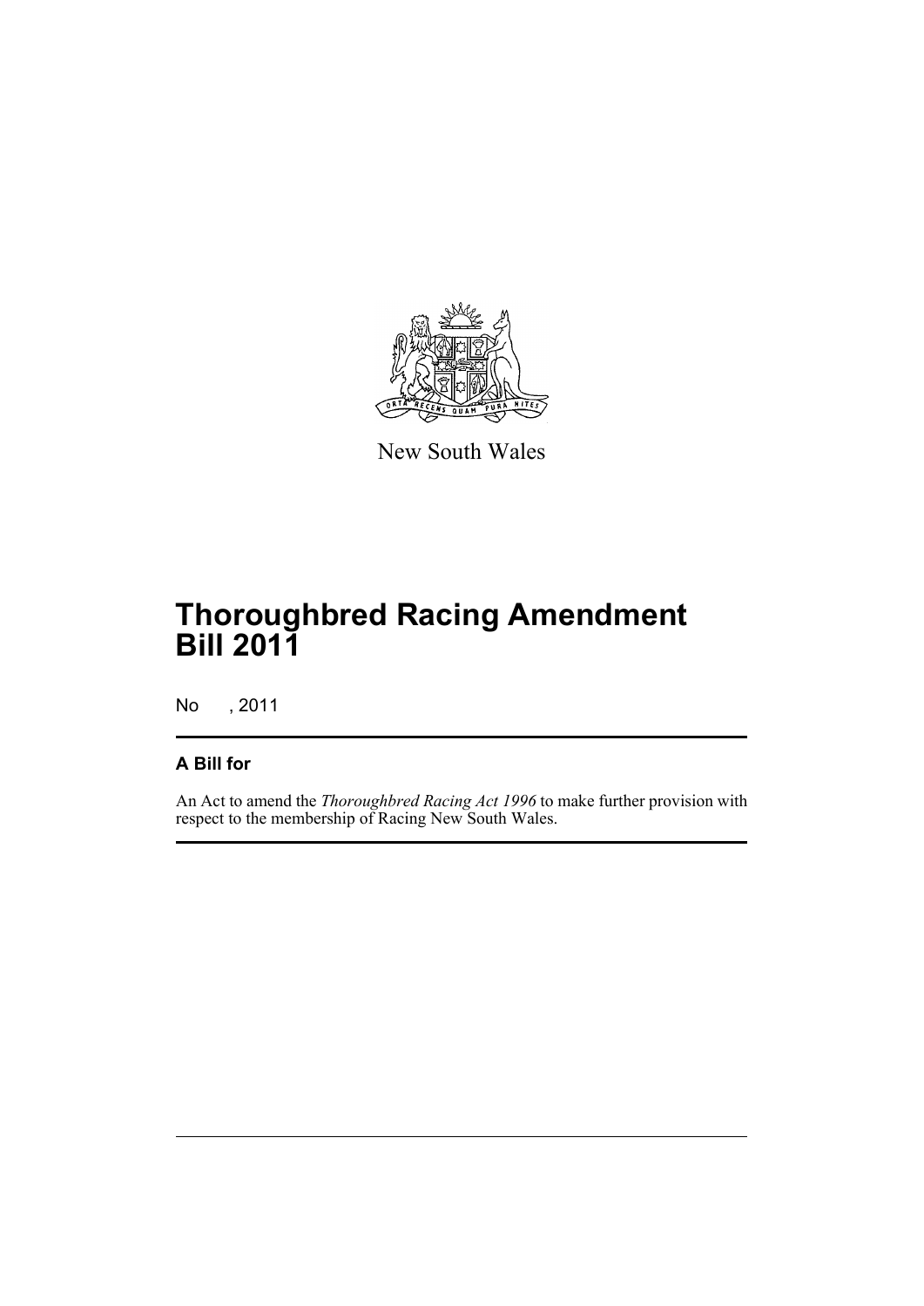New South Wales

# Thoroughbred Racing Amendment Bill 2011

No , 2011

## A Bill for

An Act to amend the *Thoroughbred Racing Act 1996* to make further provision with respect to the membership of Racing New South Wales.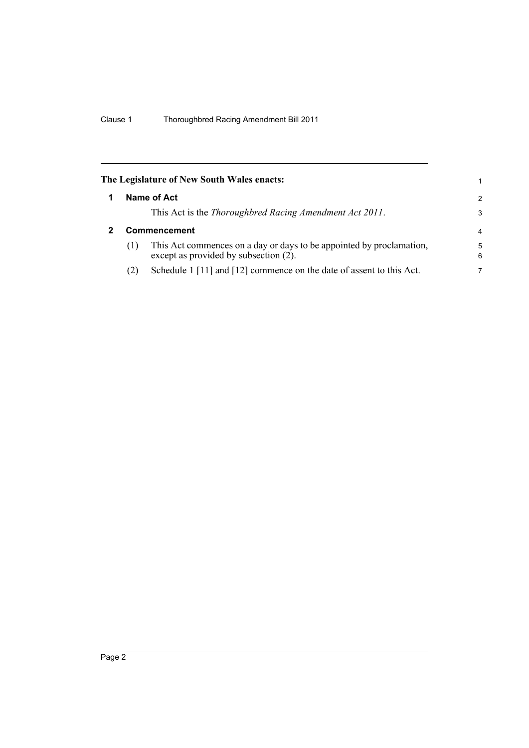**The Legislature of New South Wales enacts:**

## 1 Name of Act

This Act is the *Thoroughbred Racing Amendment Act 2011*.

## 2 Commencement

(1) This Act commences on a day or days to be appointed by proclamation, except as provided by subsection (2).

(2) Schedule 1 [11] and [12] commence on the date of assent to this Act.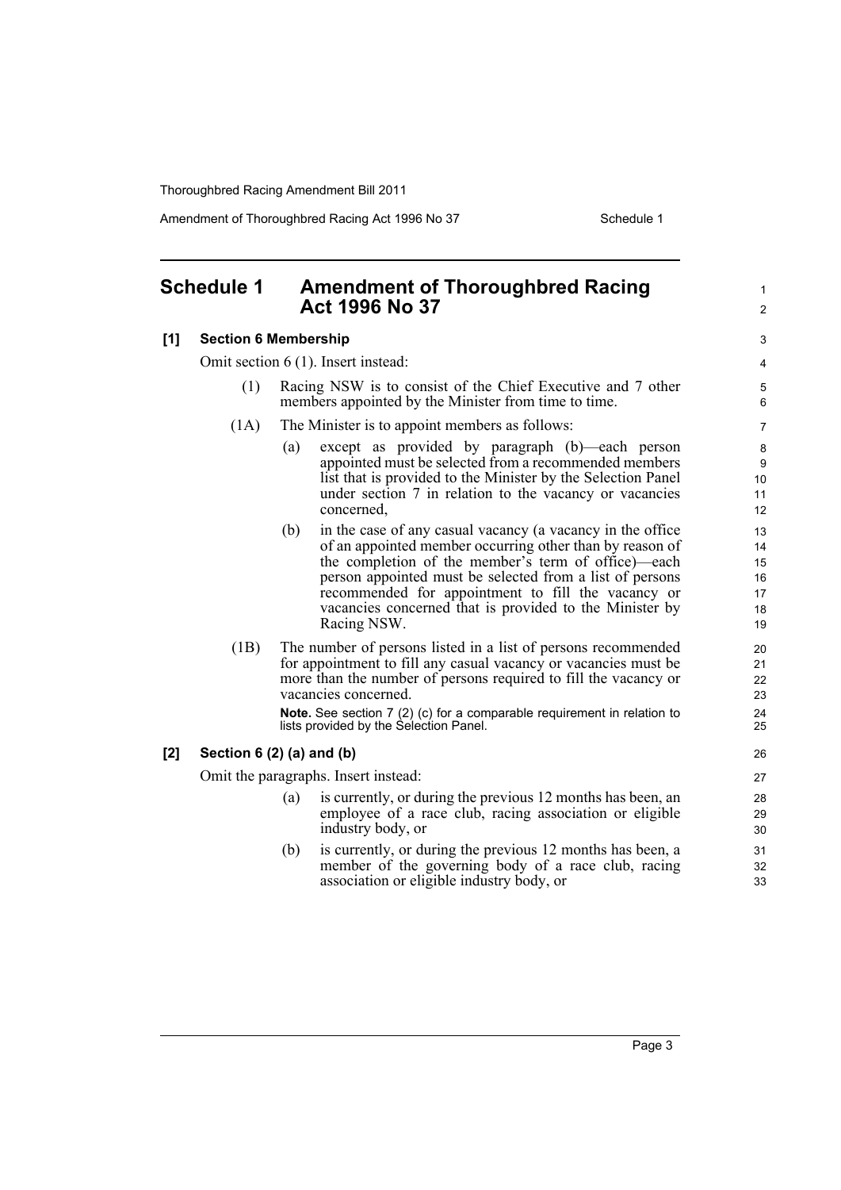## Schedule 1 Amendment of Thoroughbred Racing Act 1996 No 37

**[1] Section 6 Membership**

Omit section 6 (1). Insert instead:

(1) Racing NSW is to consist of the Chief Executive and 7 other members appointed by the Minister from time to time.

(1A) The Minister is to appoint members as follows:

(a) except as provided by paragraph (b)—each person appointed must be selected from a recommended members list that is provided to the Minister by the Selection Panel under section 7 in relation to the vacancy or vacancies concerned,

(b) in the case of any casual vacancy (a vacancy in the office of an appointed member occurring other than by reason of the completion of the member's term of office)—each person appointed must be selected from a list of persons recommended for appointment to fill the vacancy or vacancies concerned that is provided to the Minister by Racing NSW.

(1B) The number of persons listed in a list of persons recommended for appointment to fill any casual vacancy or vacancies must be more than the number of persons required to fill the vacancy or vacancies concerned.

**Note.** See section 7 (2) (c) for a comparable requirement in relation to lists provided by the Selection Panel.

**[2] Section 6 (2) (a) and (b)**

Omit the paragraphs. Insert instead:

(a) is currently, or during the previous 12 months has been, an employee of a race club, racing association or eligible industry body, or

(b) is currently, or during the previous 12 months has been, a member of the governing body of a race club, racing association or eligible industry body, or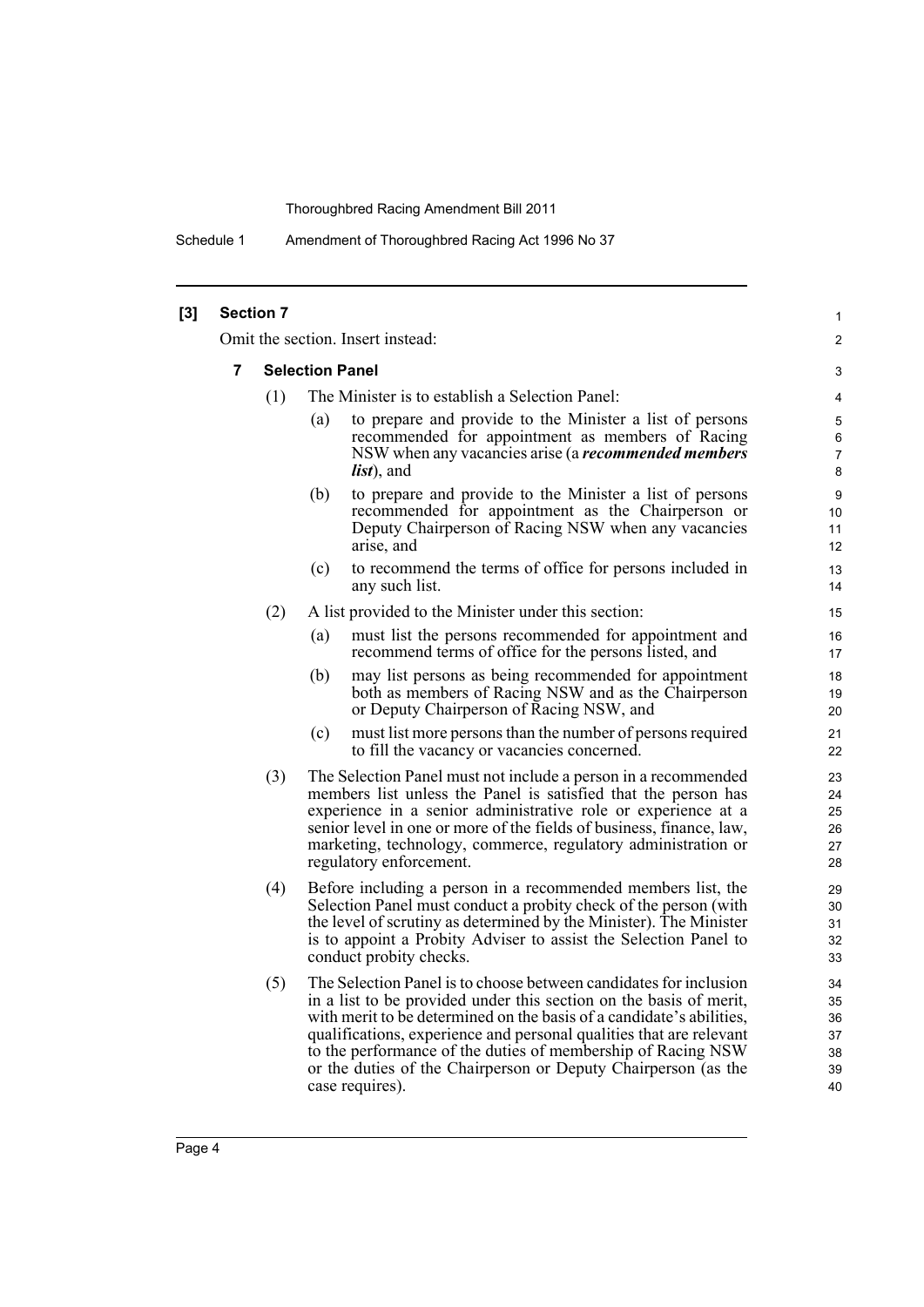**[3] Section 7**

Omit the section. Insert instead:

### 7 Selection Panel

(1) The Minister is to establish a Selection Panel:

(a) to prepare and provide to the Minister a list of persons recommended for appointment as members of Racing NSW when any vacancies arise (a ***recommended members list***), and

(b) to prepare and provide to the Minister a list of persons recommended for appointment as the Chairperson or Deputy Chairperson of Racing NSW when any vacancies arise, and

(c) to recommend the terms of office for persons included in any such list.

(2) A list provided to the Minister under this section:

(a) must list the persons recommended for appointment and recommend terms of office for the persons listed, and

(b) may list persons as being recommended for appointment both as members of Racing NSW and as the Chairperson or Deputy Chairperson of Racing NSW, and

(c) must list more persons than the number of persons required to fill the vacancy or vacancies concerned.

(3) The Selection Panel must not include a person in a recommended members list unless the Panel is satisfied that the person has experience in a senior administrative role or experience at a senior level in one or more of the fields of business, finance, law, marketing, technology, commerce, regulatory administration or regulatory enforcement.

(4) Before including a person in a recommended members list, the Selection Panel must conduct a probity check of the person (with the level of scrutiny as determined by the Minister). The Minister is to appoint a Probity Adviser to assist the Selection Panel to conduct probity checks.

(5) The Selection Panel is to choose between candidates for inclusion in a list to be provided under this section on the basis of merit, with merit to be determined on the basis of a candidate's abilities, qualifications, experience and personal qualities that are relevant to the performance of the duties of membership of Racing NSW or the duties of the Chairperson or Deputy Chairperson (as the case requires).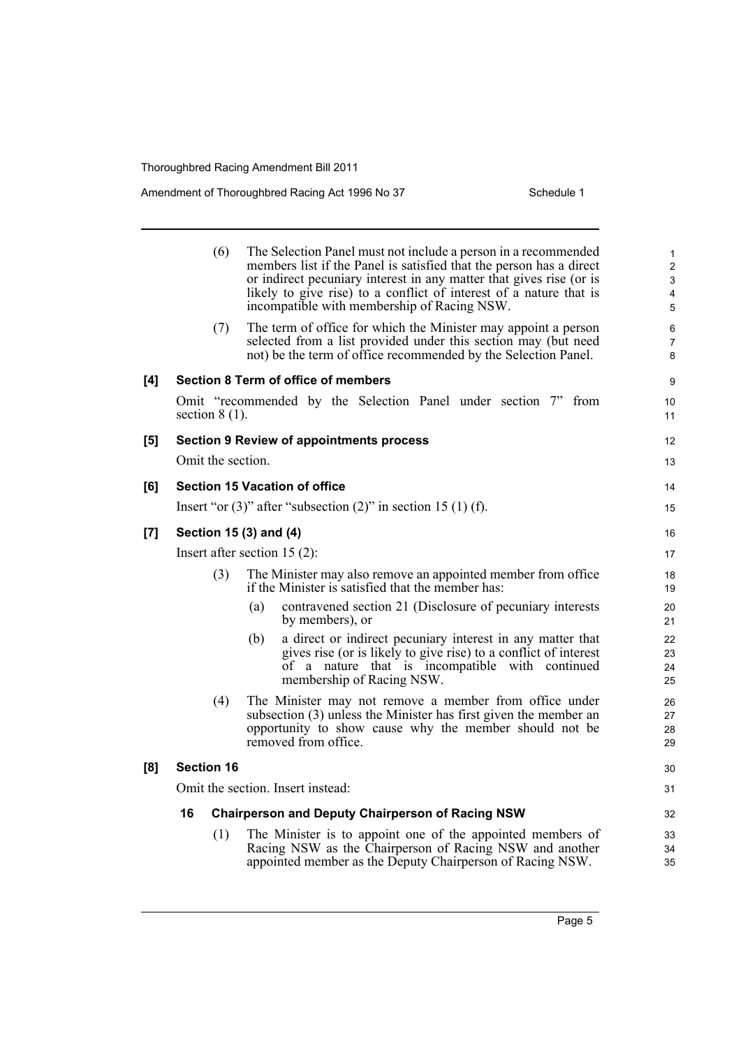(6) The Selection Panel must not include a person in a recommended members list if the Panel is satisfied that the person has a direct or indirect pecuniary interest in any matter that gives rise (or is likely to give rise) to a conflict of interest of a nature that is incompatible with membership of Racing NSW.

(7) The term of office for which the Minister may appoint a person selected from a list provided under this section may (but need not) be the term of office recommended by the Selection Panel.

**[4] Section 8 Term of office of members**

Omit "recommended by the Selection Panel under section 7" from section 8 (1).

**[5] Section 9 Review of appointments process**

Omit the section.

**[6] Section 15 Vacation of office**

Insert "or (3)" after "subsection (2)" in section 15 (1) (f).

**[7] Section 15 (3) and (4)**

Insert after section 15 (2):

(3) The Minister may also remove an appointed member from office if the Minister is satisfied that the member has:

(a) contravened section 21 (Disclosure of pecuniary interests by members), or

(b) a direct or indirect pecuniary interest in any matter that gives rise (or is likely to give rise) to a conflict of interest of a nature that is incompatible with continued membership of Racing NSW.

(4) The Minister may not remove a member from office under subsection (3) unless the Minister has first given the member an opportunity to show cause why the member should not be removed from office.

**[8] Section 16**

Omit the section. Insert instead:

**16 Chairperson and Deputy Chairperson of Racing NSW**

(1) The Minister is to appoint one of the appointed members of Racing NSW as the Chairperson of Racing NSW and another appointed member as the Deputy Chairperson of Racing NSW.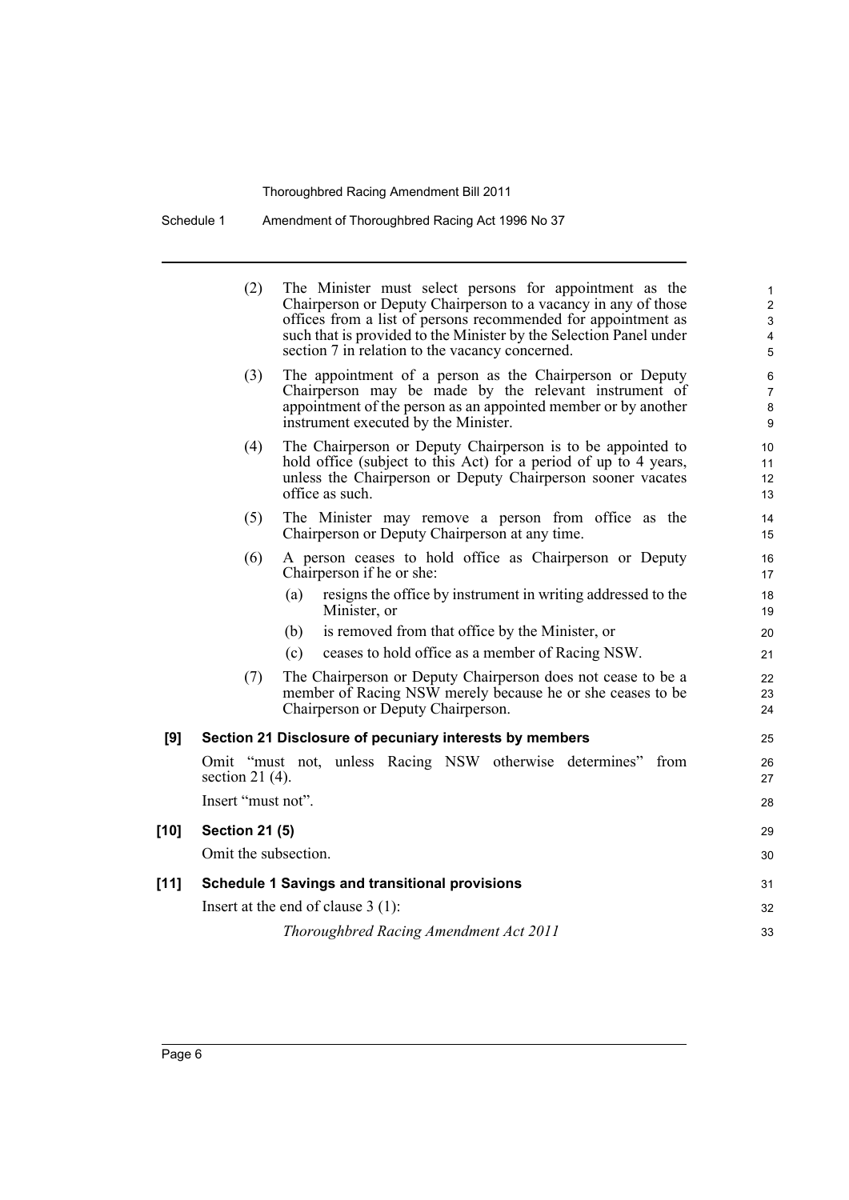(2) The Minister must select persons for appointment as the Chairperson or Deputy Chairperson to a vacancy in any of those offices from a list of persons recommended for appointment as such that is provided to the Minister by the Selection Panel under section 7 in relation to the vacancy concerned.

(3) The appointment of a person as the Chairperson or Deputy Chairperson may be made by the relevant instrument of appointment of the person as an appointed member or by another instrument executed by the Minister.

(4) The Chairperson or Deputy Chairperson is to be appointed to hold office (subject to this Act) for a period of up to 4 years, unless the Chairperson or Deputy Chairperson sooner vacates office as such.

(5) The Minister may remove a person from office as the Chairperson or Deputy Chairperson at any time.

(6) A person ceases to hold office as Chairperson or Deputy Chairperson if he or she:

- (a) resigns the office by instrument in writing addressed to the Minister, or
- (b) is removed from that office by the Minister, or
- (c) ceases to hold office as a member of Racing NSW.

(7) The Chairperson or Deputy Chairperson does not cease to be a member of Racing NSW merely because he or she ceases to be Chairperson or Deputy Chairperson.

**[9] Section 21 Disclosure of pecuniary interests by members**

Omit "must not, unless Racing NSW otherwise determines" from section 21 (4).

Insert "must not".

**[10] Section 21 (5)**

Omit the subsection.

**[11] Schedule 1 Savings and transitional provisions**

Insert at the end of clause 3 (1):

*Thoroughbred Racing Amendment Act 2011*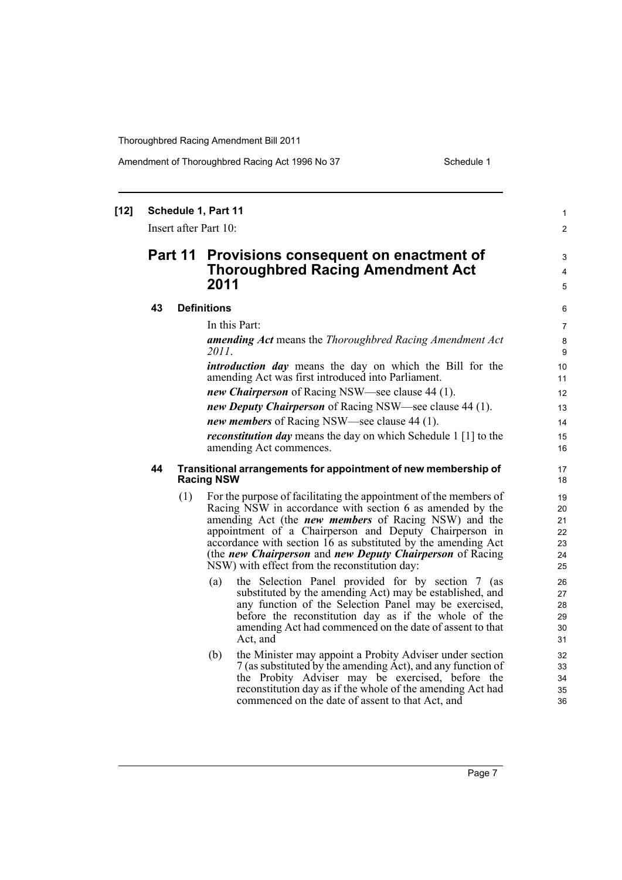**[12] Schedule 1, Part 11**

Insert after Part 10:

## Part 11 Provisions consequent on enactment of Thoroughbred Racing Amendment Act 2011

### 43 Definitions

In this Part:

***amending Act*** means the *Thoroughbred Racing Amendment Act 2011*.

***introduction day*** means the day on which the Bill for the amending Act was first introduced into Parliament.

***new Chairperson*** of Racing NSW—see clause 44 (1).

***new Deputy Chairperson*** of Racing NSW—see clause 44 (1).

***new members*** of Racing NSW—see clause 44 (1).

***reconstitution day*** means the day on which Schedule 1 [1] to the amending Act commences.

### 44 Transitional arrangements for appointment of new membership of Racing NSW

(1) For the purpose of facilitating the appointment of the members of Racing NSW in accordance with section 6 as amended by the amending Act (the ***new members*** of Racing NSW) and the appointment of a Chairperson and Deputy Chairperson in accordance with section 16 as substituted by the amending Act (the ***new Chairperson*** and ***new Deputy Chairperson*** of Racing NSW) with effect from the reconstitution day:

(a) the Selection Panel provided for by section 7 (as substituted by the amending Act) may be established, and any function of the Selection Panel may be exercised, before the reconstitution day as if the whole of the amending Act had commenced on the date of assent to that Act, and

(b) the Minister may appoint a Probity Adviser under section 7 (as substituted by the amending Act), and any function of the Probity Adviser may be exercised, before the reconstitution day as if the whole of the amending Act had commenced on the date of assent to that Act, and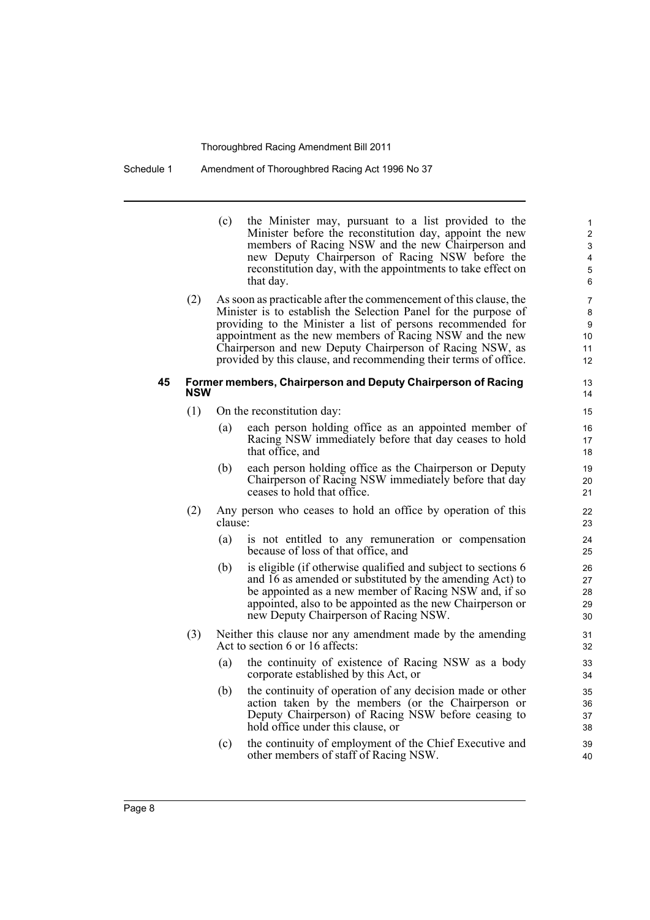(c) the Minister may, pursuant to a list provided to the Minister before the reconstitution day, appoint the new members of Racing NSW and the new Chairperson and new Deputy Chairperson of Racing NSW before the reconstitution day, with the appointments to take effect on that day.

(2) As soon as practicable after the commencement of this clause, the Minister is to establish the Selection Panel for the purpose of providing to the Minister a list of persons recommended for appointment as the new members of Racing NSW and the new Chairperson and new Deputy Chairperson of Racing NSW, as provided by this clause, and recommending their terms of office.

### 45 Former members, Chairperson and Deputy Chairperson of Racing NSW

(1) On the reconstitution day:

(a) each person holding office as an appointed member of Racing NSW immediately before that day ceases to hold that office, and

(b) each person holding office as the Chairperson or Deputy Chairperson of Racing NSW immediately before that day ceases to hold that office.

(2) Any person who ceases to hold an office by operation of this clause:

(a) is not entitled to any remuneration or compensation because of loss of that office, and

(b) is eligible (if otherwise qualified and subject to sections 6 and 16 as amended or substituted by the amending Act) to be appointed as a new member of Racing NSW and, if so appointed, also to be appointed as the new Chairperson or new Deputy Chairperson of Racing NSW.

(3) Neither this clause nor any amendment made by the amending Act to section 6 or 16 affects:

(a) the continuity of existence of Racing NSW as a body corporate established by this Act, or

(b) the continuity of operation of any decision made or other action taken by the members (or the Chairperson or Deputy Chairperson) of Racing NSW before ceasing to hold office under this clause, or

(c) the continuity of employment of the Chief Executive and other members of staff of Racing NSW.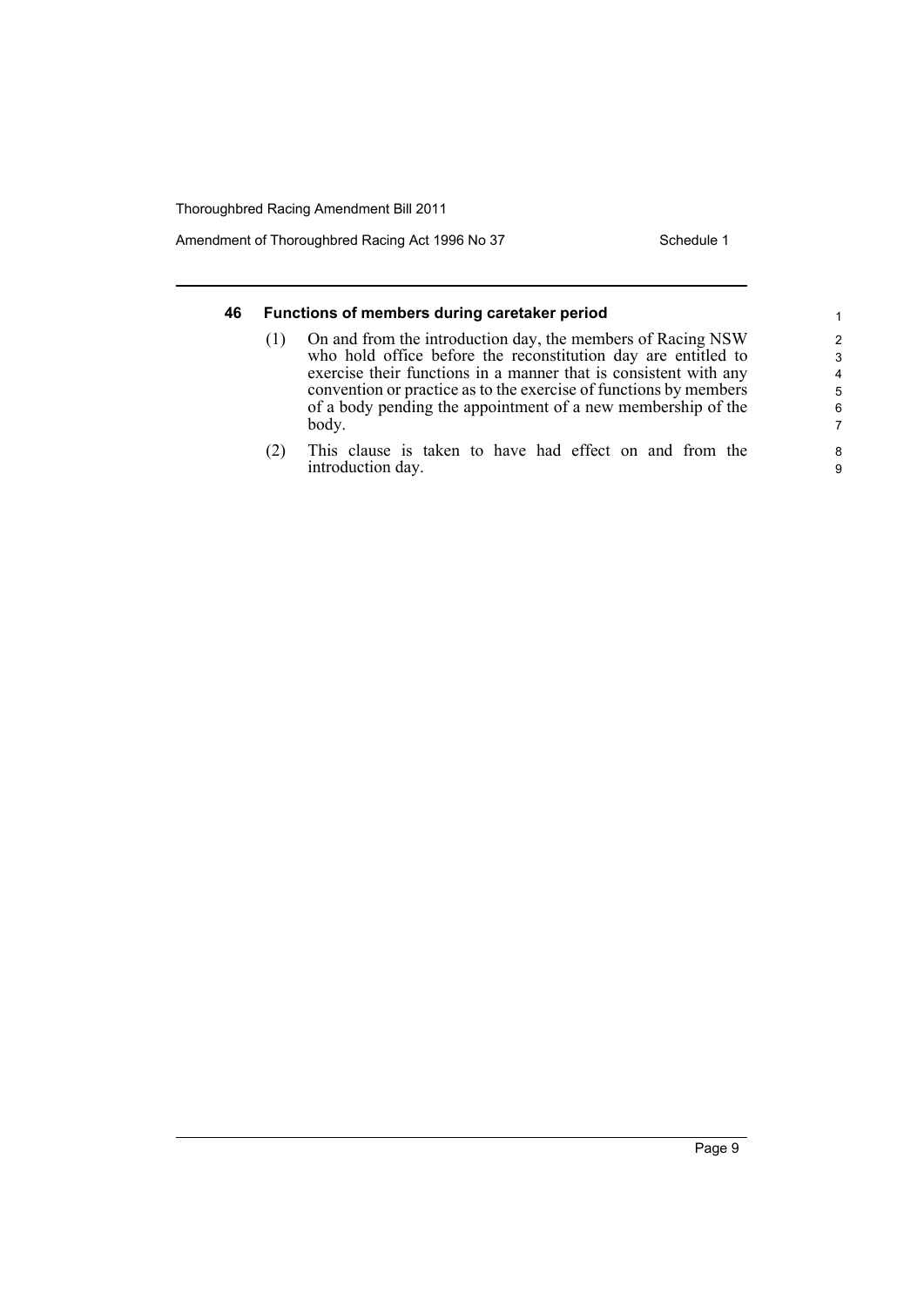### 46 Functions of members during caretaker period

(1) On and from the introduction day, the members of Racing NSW who hold office before the reconstitution day are entitled to exercise their functions in a manner that is consistent with any convention or practice as to the exercise of functions by members of a body pending the appointment of a new membership of the body.

(2) This clause is taken to have had effect on and from the introduction day.